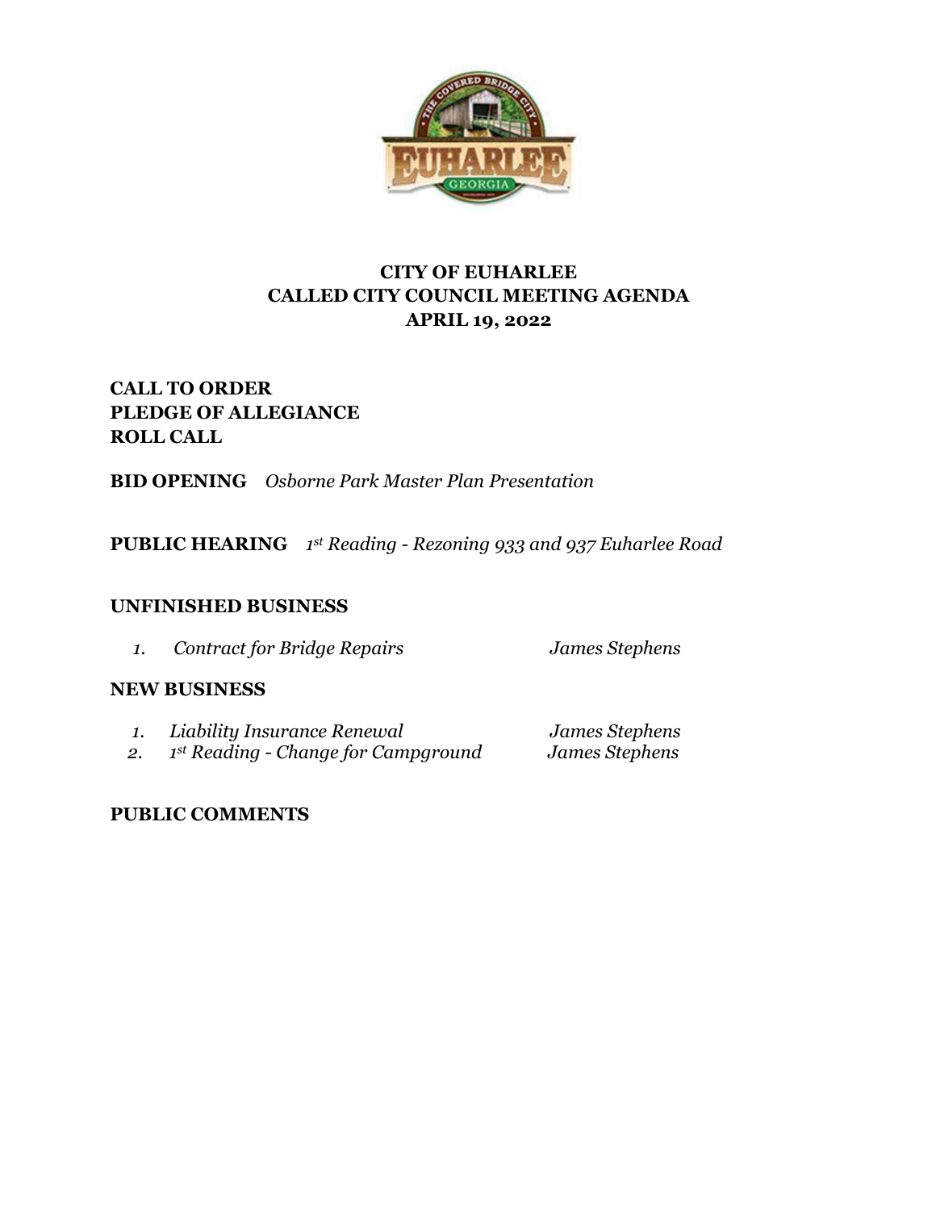# CITY OF EUHARLEE
## CALLED CITY COUNCIL MEETING AGENDA
## APRIL 19, 2022

**CALL TO ORDER**
**PLEDGE OF ALLEGIANCE**
**ROLL CALL**

**BID OPENING** *Osborne Park Master Plan Presentation*

**PUBLIC HEARING** *1st Reading - Rezoning 933 and 937 Euharlee Road*

**UNFINISHED BUSINESS**

1. *Contract for Bridge Repairs* — *James Stephens*

**NEW BUSINESS**

1. *Liability Insurance Renewal* — *James Stephens*
2. *1st Reading - Change for Campground* — *James Stephens*

**PUBLIC COMMENTS**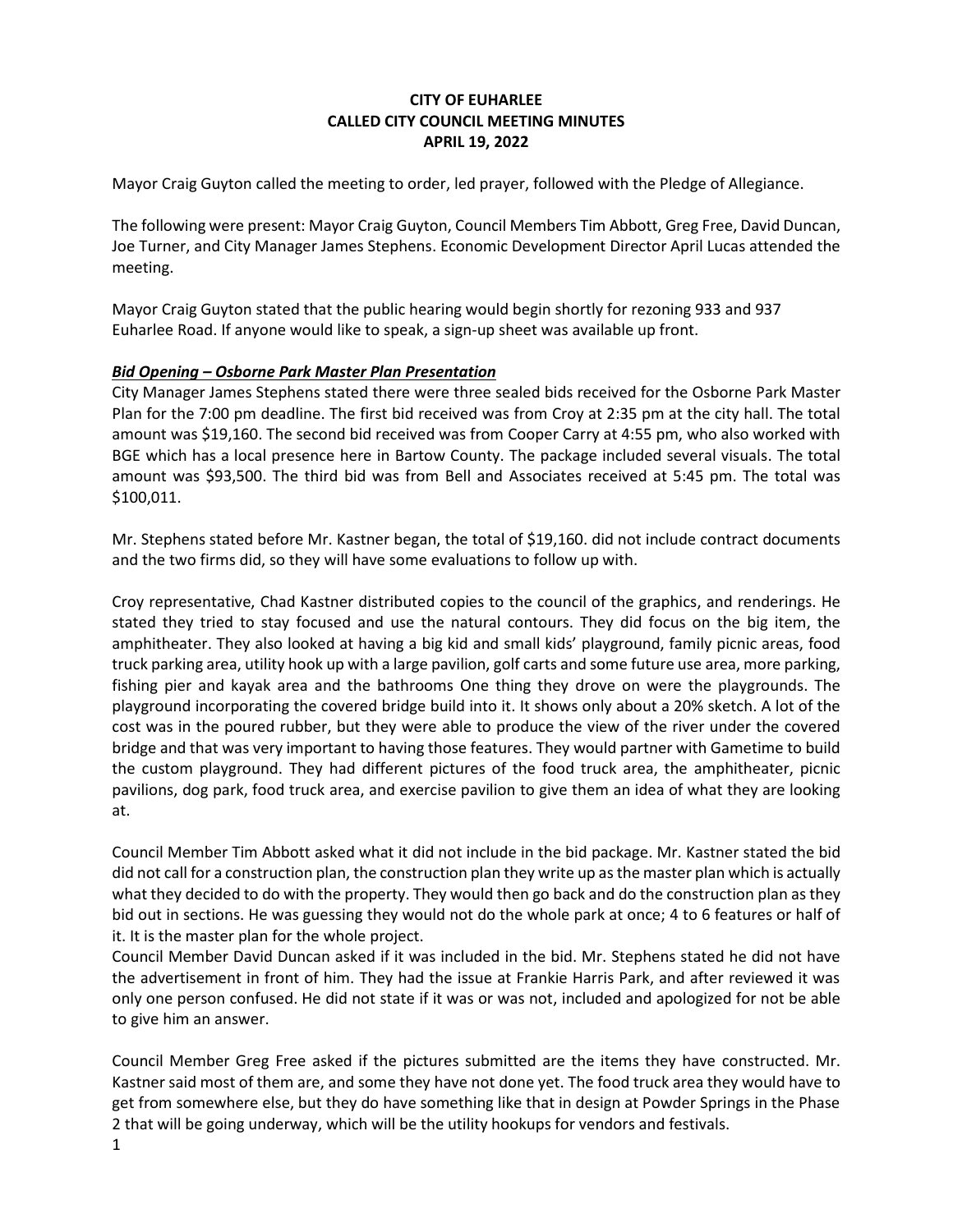**CITY OF EUHARLEE**
**CALLED CITY COUNCIL MEETING MINUTES**
**APRIL 19, 2022**

Mayor Craig Guyton called the meeting to order, led prayer, followed with the Pledge of Allegiance.

The following were present: Mayor Craig Guyton, Council Members Tim Abbott, Greg Free, David Duncan, Joe Turner, and City Manager James Stephens. Economic Development Director April Lucas attended the meeting.

Mayor Craig Guyton stated that the public hearing would begin shortly for rezoning 933 and 937 Euharlee Road. If anyone would like to speak, a sign-up sheet was available up front.

***Bid Opening – Osborne Park Master Plan Presentation***

City Manager James Stephens stated there were three sealed bids received for the Osborne Park Master Plan for the 7:00 pm deadline. The first bid received was from Croy at 2:35 pm at the city hall. The total amount was $19,160. The second bid received was from Cooper Carry at 4:55 pm, who also worked with BGE which has a local presence here in Bartow County. The package included several visuals. The total amount was $93,500. The third bid was from Bell and Associates received at 5:45 pm. The total was $100,011.

Mr. Stephens stated before Mr. Kastner began, the total of $19,160. did not include contract documents and the two firms did, so they will have some evaluations to follow up with.

Croy representative, Chad Kastner distributed copies to the council of the graphics, and renderings. He stated they tried to stay focused and use the natural contours. They did focus on the big item, the amphitheater. They also looked at having a big kid and small kids' playground, family picnic areas, food truck parking area, utility hook up with a large pavilion, golf carts and some future use area, more parking, fishing pier and kayak area and the bathrooms One thing they drove on were the playgrounds. The playground incorporating the covered bridge build into it. It shows only about a 20% sketch. A lot of the cost was in the poured rubber, but they were able to produce the view of the river under the covered bridge and that was very important to having those features. They would partner with Gametime to build the custom playground. They had different pictures of the food truck area, the amphitheater, picnic pavilions, dog park, food truck area, and exercise pavilion to give them an idea of what they are looking at.

Council Member Tim Abbott asked what it did not include in the bid package. Mr. Kastner stated the bid did not call for a construction plan, the construction plan they write up as the master plan which is actually what they decided to do with the property. They would then go back and do the construction plan as they bid out in sections. He was guessing they would not do the whole park at once; 4 to 6 features or half of it. It is the master plan for the whole project.

Council Member David Duncan asked if it was included in the bid. Mr. Stephens stated he did not have the advertisement in front of him. They had the issue at Frankie Harris Park, and after reviewed it was only one person confused. He did not state if it was or was not, included and apologized for not be able to give him an answer.

Council Member Greg Free asked if the pictures submitted are the items they have constructed. Mr. Kastner said most of them are, and some they have not done yet. The food truck area they would have to get from somewhere else, but they do have something like that in design at Powder Springs in the Phase 2 that will be going underway, which will be the utility hookups for vendors and festivals.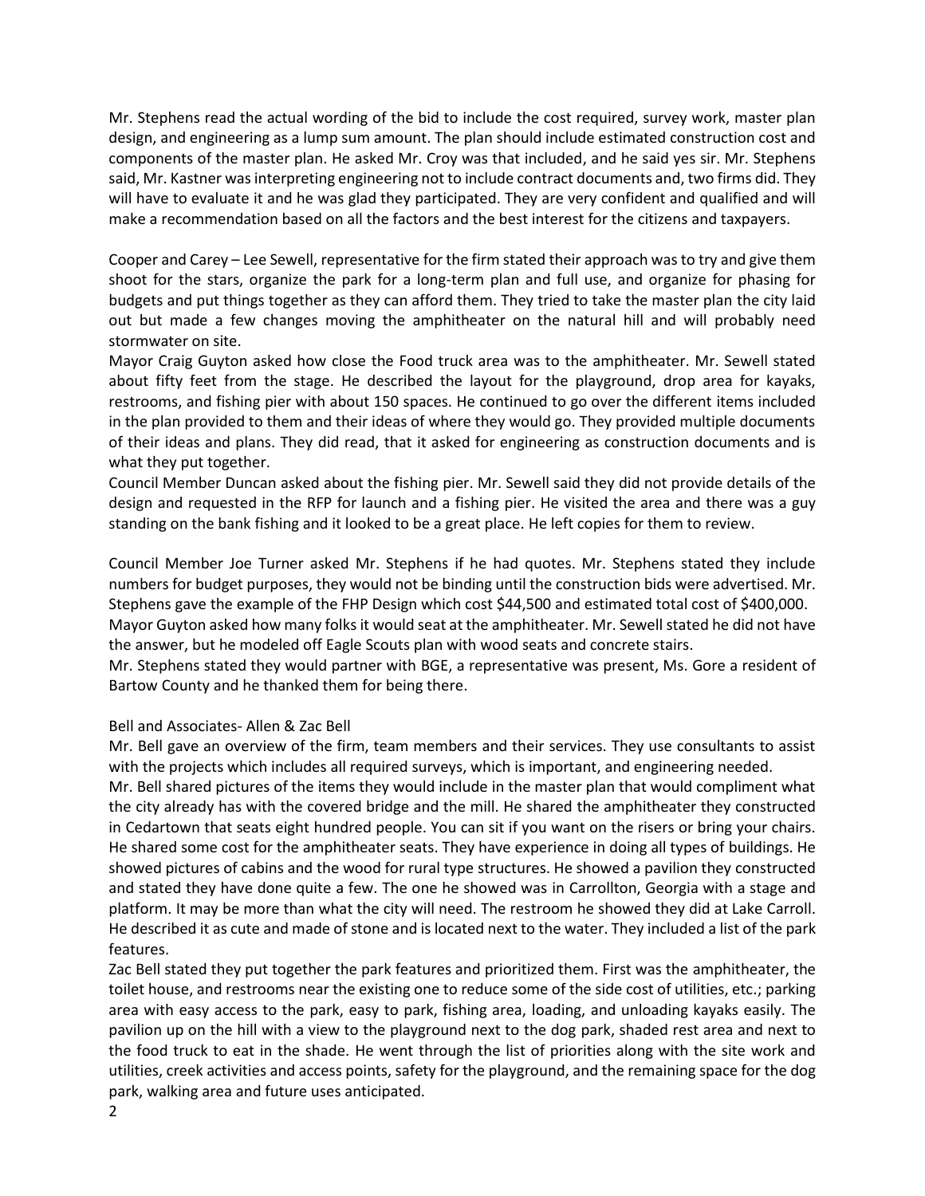Mr. Stephens read the actual wording of the bid to include the cost required, survey work, master plan design, and engineering as a lump sum amount. The plan should include estimated construction cost and components of the master plan. He asked Mr. Croy was that included, and he said yes sir. Mr. Stephens said, Mr. Kastner was interpreting engineering not to include contract documents and, two firms did. They will have to evaluate it and he was glad they participated. They are very confident and qualified and will make a recommendation based on all the factors and the best interest for the citizens and taxpayers.

Cooper and Carey – Lee Sewell, representative for the firm stated their approach was to try and give them shoot for the stars, organize the park for a long-term plan and full use, and organize for phasing for budgets and put things together as they can afford them. They tried to take the master plan the city laid out but made a few changes moving the amphitheater on the natural hill and will probably need stormwater on site.
Mayor Craig Guyton asked how close the Food truck area was to the amphitheater. Mr. Sewell stated about fifty feet from the stage. He described the layout for the playground, drop area for kayaks, restrooms, and fishing pier with about 150 spaces. He continued to go over the different items included in the plan provided to them and their ideas of where they would go. They provided multiple documents of their ideas and plans. They did read, that it asked for engineering as construction documents and is what they put together.
Council Member Duncan asked about the fishing pier. Mr. Sewell said they did not provide details of the design and requested in the RFP for launch and a fishing pier. He visited the area and there was a guy standing on the bank fishing and it looked to be a great place. He left copies for them to review.

Council Member Joe Turner asked Mr. Stephens if he had quotes. Mr. Stephens stated they include numbers for budget purposes, they would not be binding until the construction bids were advertised. Mr. Stephens gave the example of the FHP Design which cost $44,500 and estimated total cost of $400,000.
Mayor Guyton asked how many folks it would seat at the amphitheater. Mr. Sewell stated he did not have the answer, but he modeled off Eagle Scouts plan with wood seats and concrete stairs.
Mr. Stephens stated they would partner with BGE, a representative was present, Ms. Gore a resident of Bartow County and he thanked them for being there.

Bell and Associates- Allen & Zac Bell
Mr. Bell gave an overview of the firm, team members and their services. They use consultants to assist with the projects which includes all required surveys, which is important, and engineering needed.
Mr. Bell shared pictures of the items they would include in the master plan that would compliment what the city already has with the covered bridge and the mill. He shared the amphitheater they constructed in Cedartown that seats eight hundred people. You can sit if you want on the risers or bring your chairs. He shared some cost for the amphitheater seats. They have experience in doing all types of buildings. He showed pictures of cabins and the wood for rural type structures. He showed a pavilion they constructed and stated they have done quite a few. The one he showed was in Carrollton, Georgia with a stage and platform. It may be more than what the city will need. The restroom he showed they did at Lake Carroll. He described it as cute and made of stone and is located next to the water. They included a list of the park features.
Zac Bell stated they put together the park features and prioritized them. First was the amphitheater, the toilet house, and restrooms near the existing one to reduce some of the side cost of utilities, etc.; parking area with easy access to the park, easy to park, fishing area, loading, and unloading kayaks easily. The pavilion up on the hill with a view to the playground next to the dog park, shaded rest area and next to the food truck to eat in the shade. He went through the list of priorities along with the site work and utilities, creek activities and access points, safety for the playground, and the remaining space for the dog park, walking area and future uses anticipated.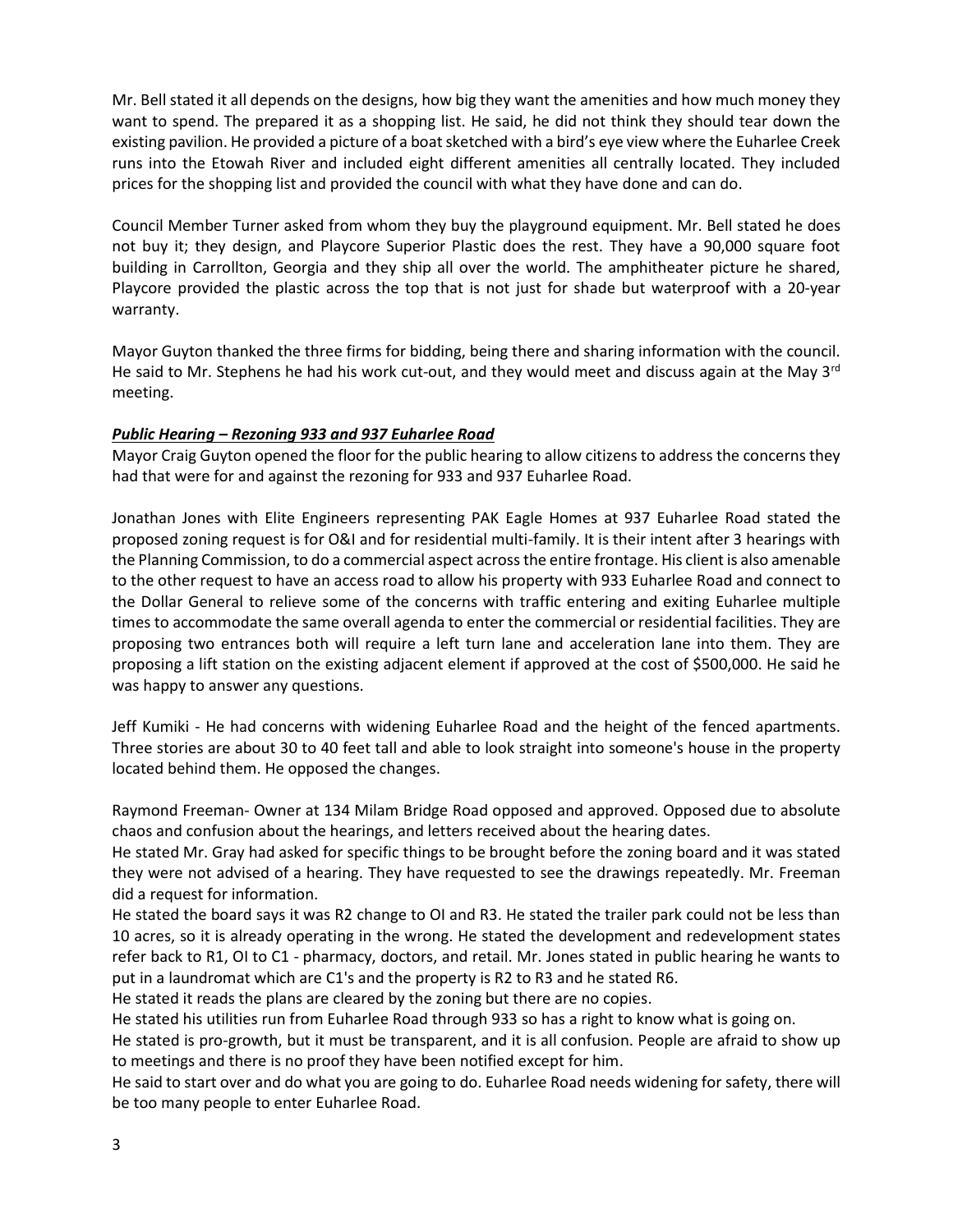Mr. Bell stated it all depends on the designs, how big they want the amenities and how much money they want to spend. The prepared it as a shopping list. He said, he did not think they should tear down the existing pavilion. He provided a picture of a boat sketched with a bird's eye view where the Euharlee Creek runs into the Etowah River and included eight different amenities all centrally located. They included prices for the shopping list and provided the council with what they have done and can do.

Council Member Turner asked from whom they buy the playground equipment. Mr. Bell stated he does not buy it; they design, and Playcore Superior Plastic does the rest. They have a 90,000 square foot building in Carrollton, Georgia and they ship all over the world. The amphitheater picture he shared, Playcore provided the plastic across the top that is not just for shade but waterproof with a 20-year warranty.

Mayor Guyton thanked the three firms for bidding, being there and sharing information with the council. He said to Mr. Stephens he had his work cut-out, and they would meet and discuss again at the May 3rd meeting.

***Public Hearing – Rezoning 933 and 937 Euharlee Road***

Mayor Craig Guyton opened the floor for the public hearing to allow citizens to address the concerns they had that were for and against the rezoning for 933 and 937 Euharlee Road.

Jonathan Jones with Elite Engineers representing PAK Eagle Homes at 937 Euharlee Road stated the proposed zoning request is for O&I and for residential multi-family. It is their intent after 3 hearings with the Planning Commission, to do a commercial aspect across the entire frontage. His client is also amenable to the other request to have an access road to allow his property with 933 Euharlee Road and connect to the Dollar General to relieve some of the concerns with traffic entering and exiting Euharlee multiple times to accommodate the same overall agenda to enter the commercial or residential facilities. They are proposing two entrances both will require a left turn lane and acceleration lane into them. They are proposing a lift station on the existing adjacent element if approved at the cost of $500,000. He said he was happy to answer any questions.

Jeff Kumiki - He had concerns with widening Euharlee Road and the height of the fenced apartments. Three stories are about 30 to 40 feet tall and able to look straight into someone's house in the property located behind them. He opposed the changes.

Raymond Freeman- Owner at 134 Milam Bridge Road opposed and approved. Opposed due to absolute chaos and confusion about the hearings, and letters received about the hearing dates.
He stated Mr. Gray had asked for specific things to be brought before the zoning board and it was stated they were not advised of a hearing. They have requested to see the drawings repeatedly. Mr. Freeman did a request for information.
He stated the board says it was R2 change to OI and R3. He stated the trailer park could not be less than 10 acres, so it is already operating in the wrong. He stated the development and redevelopment states refer back to R1, OI to C1 - pharmacy, doctors, and retail. Mr. Jones stated in public hearing he wants to put in a laundromat which are C1's and the property is R2 to R3 and he stated R6.
He stated it reads the plans are cleared by the zoning but there are no copies.
He stated his utilities run from Euharlee Road through 933 so has a right to know what is going on.
He stated is pro-growth, but it must be transparent, and it is all confusion. People are afraid to show up to meetings and there is no proof they have been notified except for him.
He said to start over and do what you are going to do. Euharlee Road needs widening for safety, there will be too many people to enter Euharlee Road.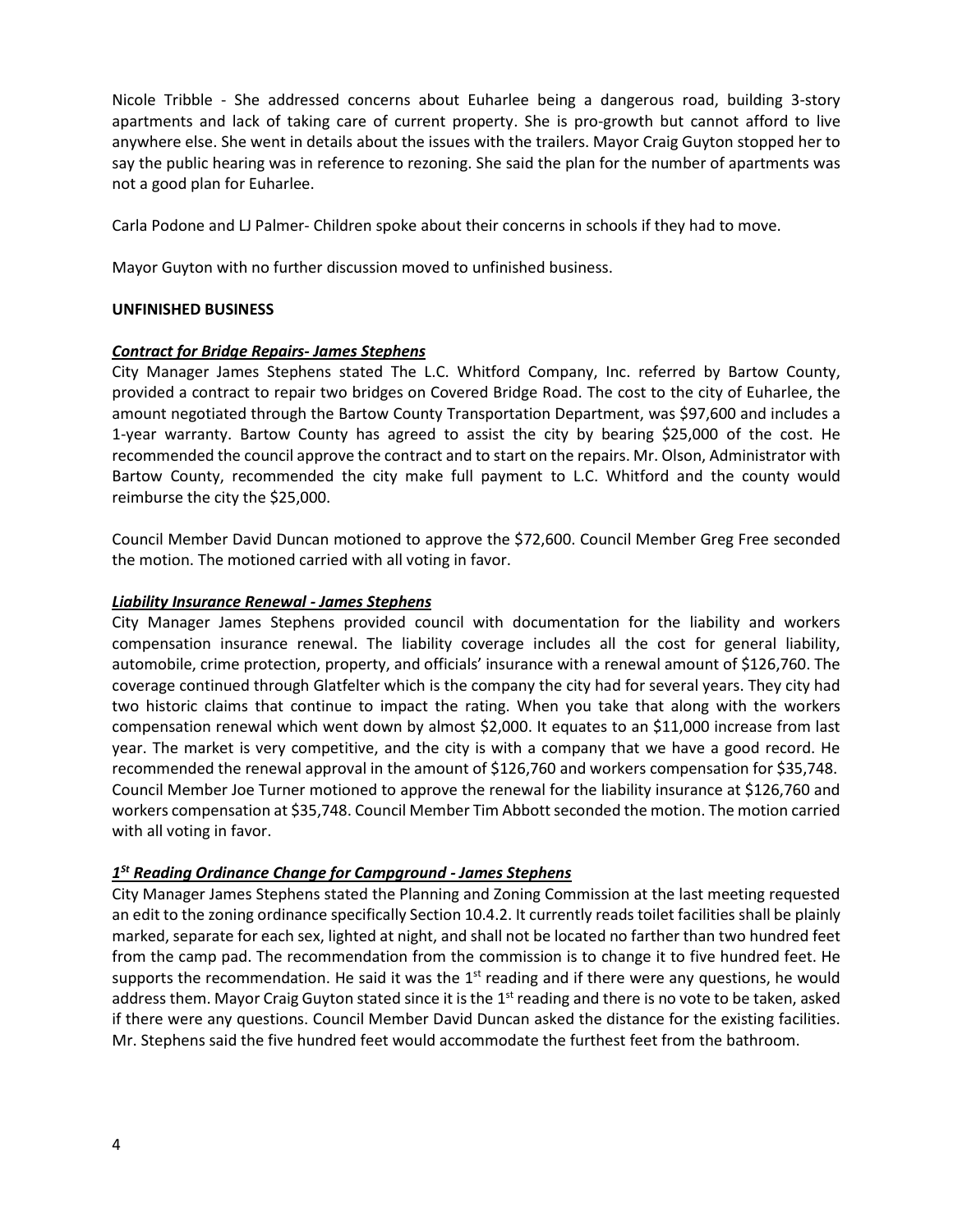Nicole Tribble - She addressed concerns about Euharlee being a dangerous road, building 3-story apartments and lack of taking care of current property. She is pro-growth but cannot afford to live anywhere else. She went in details about the issues with the trailers. Mayor Craig Guyton stopped her to say the public hearing was in reference to rezoning. She said the plan for the number of apartments was not a good plan for Euharlee.

Carla Podone and LJ Palmer- Children spoke about their concerns in schools if they had to move.

Mayor Guyton with no further discussion moved to unfinished business.

**UNFINISHED BUSINESS**

***Contract for Bridge Repairs- James Stephens***

City Manager James Stephens stated The L.C. Whitford Company, Inc. referred by Bartow County, provided a contract to repair two bridges on Covered Bridge Road. The cost to the city of Euharlee, the amount negotiated through the Bartow County Transportation Department, was $97,600 and includes a 1-year warranty. Bartow County has agreed to assist the city by bearing $25,000 of the cost. He recommended the council approve the contract and to start on the repairs. Mr. Olson, Administrator with Bartow County, recommended the city make full payment to L.C. Whitford and the county would reimburse the city the $25,000.

Council Member David Duncan motioned to approve the $72,600. Council Member Greg Free seconded the motion. The motioned carried with all voting in favor.

***Liability Insurance Renewal - James Stephens***

City Manager James Stephens provided council with documentation for the liability and workers compensation insurance renewal. The liability coverage includes all the cost for general liability, automobile, crime protection, property, and officials' insurance with a renewal amount of $126,760. The coverage continued through Glatfelter which is the company the city had for several years. They city had two historic claims that continue to impact the rating. When you take that along with the workers compensation renewal which went down by almost $2,000. It equates to an $11,000 increase from last year. The market is very competitive, and the city is with a company that we have a good record. He recommended the renewal approval in the amount of $126,760 and workers compensation for $35,748. Council Member Joe Turner motioned to approve the renewal for the liability insurance at $126,760 and workers compensation at $35,748. Council Member Tim Abbott seconded the motion. The motion carried with all voting in favor.

***1st Reading Ordinance Change for Campground - James Stephens***

City Manager James Stephens stated the Planning and Zoning Commission at the last meeting requested an edit to the zoning ordinance specifically Section 10.4.2. It currently reads toilet facilities shall be plainly marked, separate for each sex, lighted at night, and shall not be located no farther than two hundred feet from the camp pad. The recommendation from the commission is to change it to five hundred feet. He supports the recommendation. He said it was the 1st reading and if there were any questions, he would address them. Mayor Craig Guyton stated since it is the 1st reading and there is no vote to be taken, asked if there were any questions. Council Member David Duncan asked the distance for the existing facilities. Mr. Stephens said the five hundred feet would accommodate the furthest feet from the bathroom.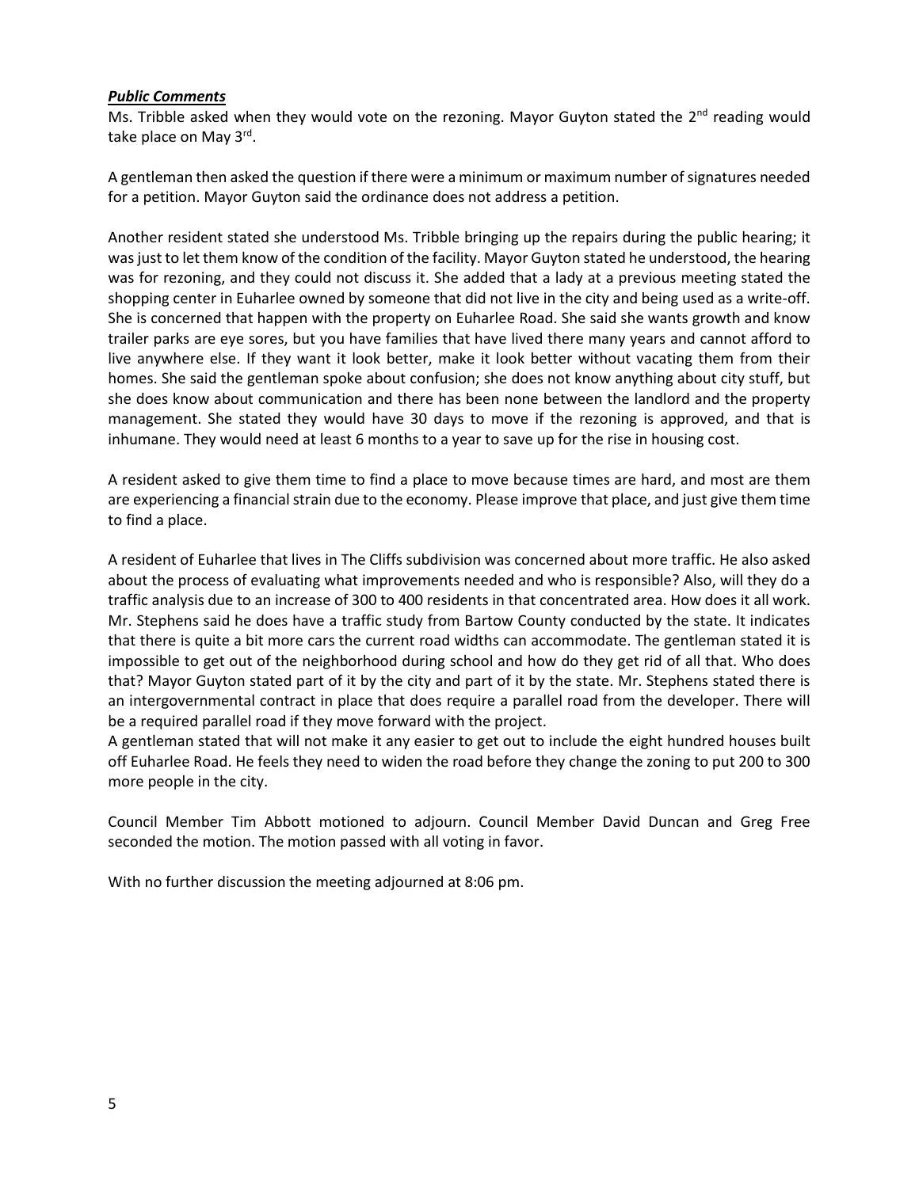***Public Comments***

Ms. Tribble asked when they would vote on the rezoning. Mayor Guyton stated the 2nd reading would take place on May 3rd.

A gentleman then asked the question if there were a minimum or maximum number of signatures needed for a petition. Mayor Guyton said the ordinance does not address a petition.

Another resident stated she understood Ms. Tribble bringing up the repairs during the public hearing; it was just to let them know of the condition of the facility. Mayor Guyton stated he understood, the hearing was for rezoning, and they could not discuss it. She added that a lady at a previous meeting stated the shopping center in Euharlee owned by someone that did not live in the city and being used as a write-off. She is concerned that happen with the property on Euharlee Road. She said she wants growth and know trailer parks are eye sores, but you have families that have lived there many years and cannot afford to live anywhere else. If they want it look better, make it look better without vacating them from their homes. She said the gentleman spoke about confusion; she does not know anything about city stuff, but she does know about communication and there has been none between the landlord and the property management. She stated they would have 30 days to move if the rezoning is approved, and that is inhumane. They would need at least 6 months to a year to save up for the rise in housing cost.

A resident asked to give them time to find a place to move because times are hard, and most are them are experiencing a financial strain due to the economy. Please improve that place, and just give them time to find a place.

A resident of Euharlee that lives in The Cliffs subdivision was concerned about more traffic. He also asked about the process of evaluating what improvements needed and who is responsible? Also, will they do a traffic analysis due to an increase of 300 to 400 residents in that concentrated area. How does it all work. Mr. Stephens said he does have a traffic study from Bartow County conducted by the state. It indicates that there is quite a bit more cars the current road widths can accommodate. The gentleman stated it is impossible to get out of the neighborhood during school and how do they get rid of all that. Who does that? Mayor Guyton stated part of it by the city and part of it by the state. Mr. Stephens stated there is an intergovernmental contract in place that does require a parallel road from the developer. There will be a required parallel road if they move forward with the project.

A gentleman stated that will not make it any easier to get out to include the eight hundred houses built off Euharlee Road. He feels they need to widen the road before they change the zoning to put 200 to 300 more people in the city.

Council Member Tim Abbott motioned to adjourn. Council Member David Duncan and Greg Free seconded the motion. The motion passed with all voting in favor.

With no further discussion the meeting adjourned at 8:06 pm.